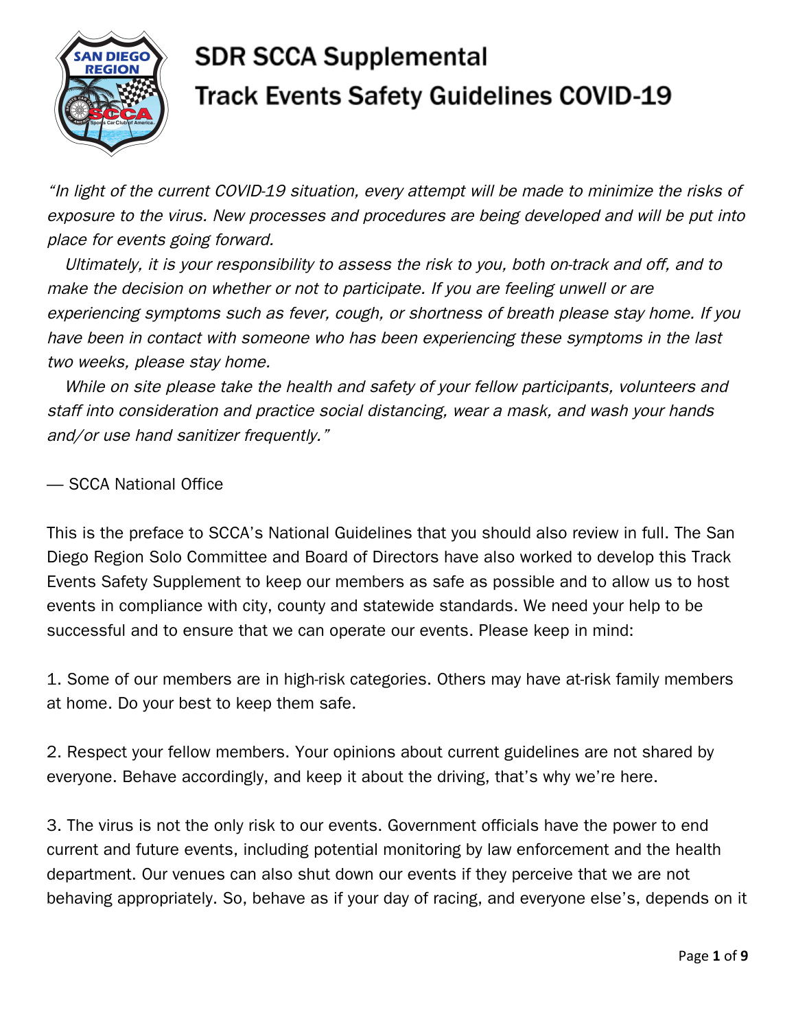# SDR SCCA Supplemental
# Track Events Safety Guidelines COVID-19

*"In light of the current COVID-19 situation, every attempt will be made to minimize the risks of exposure to the virus. New processes and procedures are being developed and will be put into place for events going forward.*

*Ultimately, it is your responsibility to assess the risk to you, both on-track and off, and to make the decision on whether or not to participate. If you are feeling unwell or are experiencing symptoms such as fever, cough, or shortness of breath please stay home. If you have been in contact with someone who has been experiencing these symptoms in the last two weeks, please stay home.*

*While on site please take the health and safety of your fellow participants, volunteers and staff into consideration and practice social distancing, wear a mask, and wash your hands and/or use hand sanitizer frequently."*

— SCCA National Office

This is the preface to SCCA's National Guidelines that you should also review in full. The San Diego Region Solo Committee and Board of Directors have also worked to develop this Track Events Safety Supplement to keep our members as safe as possible and to allow us to host events in compliance with city, county and statewide standards. We need your help to be successful and to ensure that we can operate our events. Please keep in mind:

1. Some of our members are in high-risk categories. Others may have at-risk family members at home. Do your best to keep them safe.

2. Respect your fellow members. Your opinions about current guidelines are not shared by everyone. Behave accordingly, and keep it about the driving, that's why we're here.

3. The virus is not the only risk to our events. Government officials have the power to end current and future events, including potential monitoring by law enforcement and the health department. Our venues can also shut down our events if they perceive that we are not behaving appropriately. So, behave as if your day of racing, and everyone else's, depends on it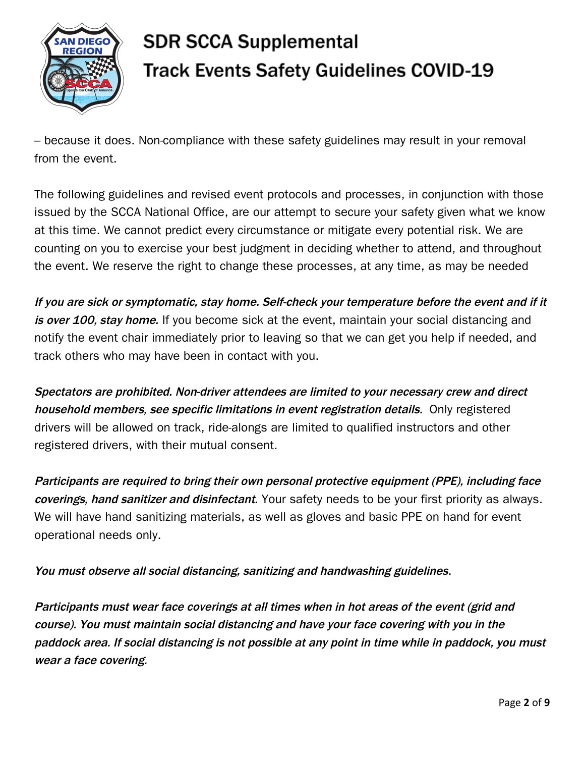– because it does. Non-compliance with these safety guidelines may result in your removal from the event.

The following guidelines and revised event protocols and processes, in conjunction with those issued by the SCCA National Office, are our attempt to secure your safety given what we know at this time. We cannot predict every circumstance or mitigate every potential risk. We are counting on you to exercise your best judgment in deciding whether to attend, and throughout the event. We reserve the right to change these processes, at any time, as may be needed

***If you are sick or symptomatic, stay home. Self-check your temperature before the event and if it is over 100, stay home.*** If you become sick at the event, maintain your social distancing and notify the event chair immediately prior to leaving so that we can get you help if needed, and track others who may have been in contact with you.

***Spectators are prohibited. Non-driver attendees are limited to your necessary crew and direct household members, see specific limitations in event registration details.*** Only registered drivers will be allowed on track, ride-alongs are limited to qualified instructors and other registered drivers, with their mutual consent.

***Participants are required to bring their own personal protective equipment (PPE), including face coverings, hand sanitizer and disinfectant.*** Your safety needs to be your first priority as always. We will have hand sanitizing materials, as well as gloves and basic PPE on hand for event operational needs only.

***You must observe all social distancing, sanitizing and handwashing guidelines***.

***Participants must wear face coverings at all times when in hot areas of the event (grid and course). You must maintain social distancing and have your face covering with you in the paddock area. If social distancing is not possible at any point in time while in paddock, you must wear a face covering.***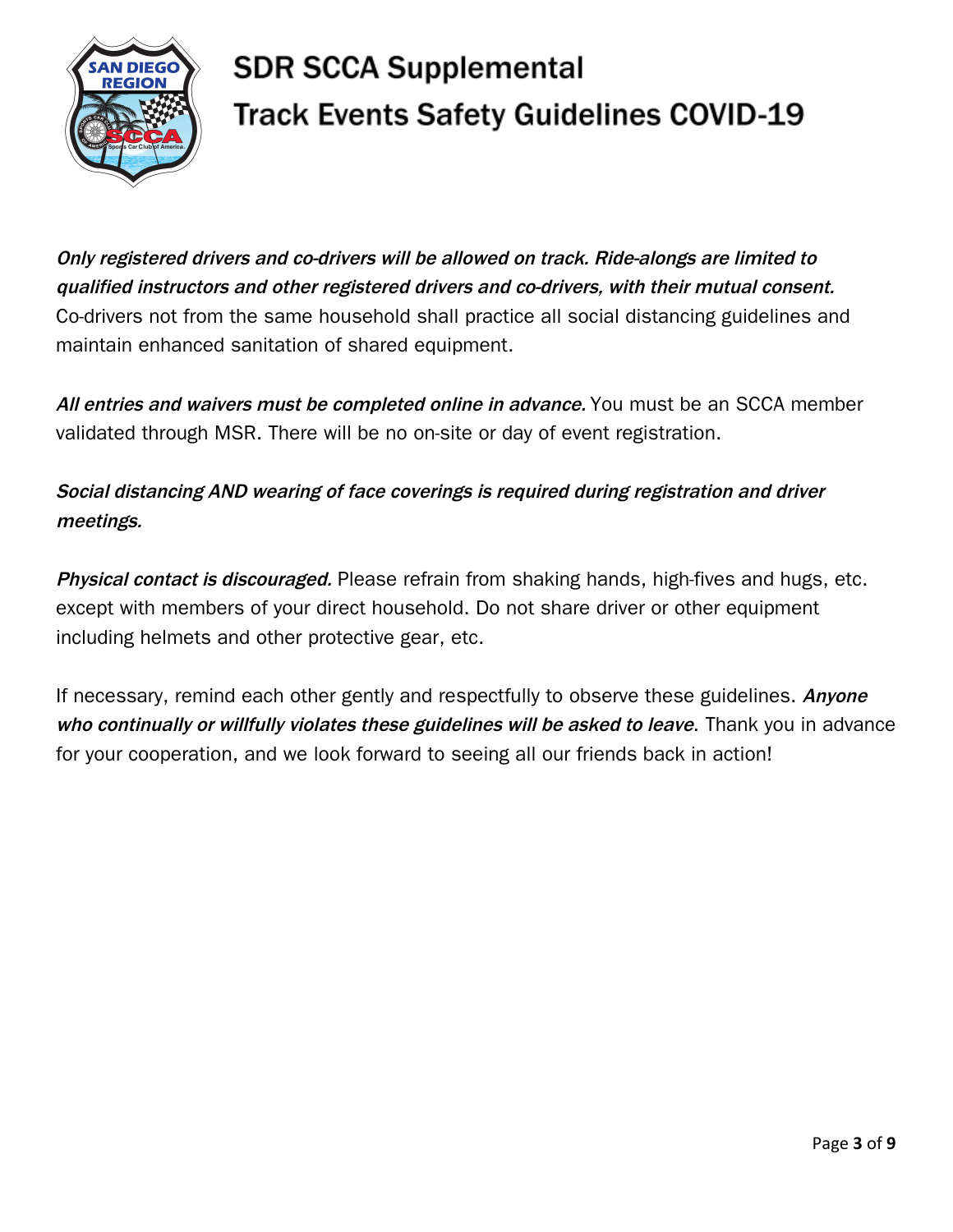***Only registered drivers and co-drivers will be allowed on track. Ride-alongs are limited to qualified instructors and other registered drivers and co-drivers, with their mutual consent.*** Co-drivers not from the same household shall practice all social distancing guidelines and maintain enhanced sanitation of shared equipment.

***All entries and waivers must be completed online in advance.*** You must be an SCCA member validated through MSR. There will be no on-site or day of event registration.

***Social distancing AND wearing of face coverings is required during registration and driver meetings.***

***Physical contact is discouraged.*** Please refrain from shaking hands, high-fives and hugs, etc. except with members of your direct household. Do not share driver or other equipment including helmets and other protective gear, etc.

If necessary, remind each other gently and respectfully to observe these guidelines. ***Anyone who continually or willfully violates these guidelines will be asked to leave***. Thank you in advance for your cooperation, and we look forward to seeing all our friends back in action!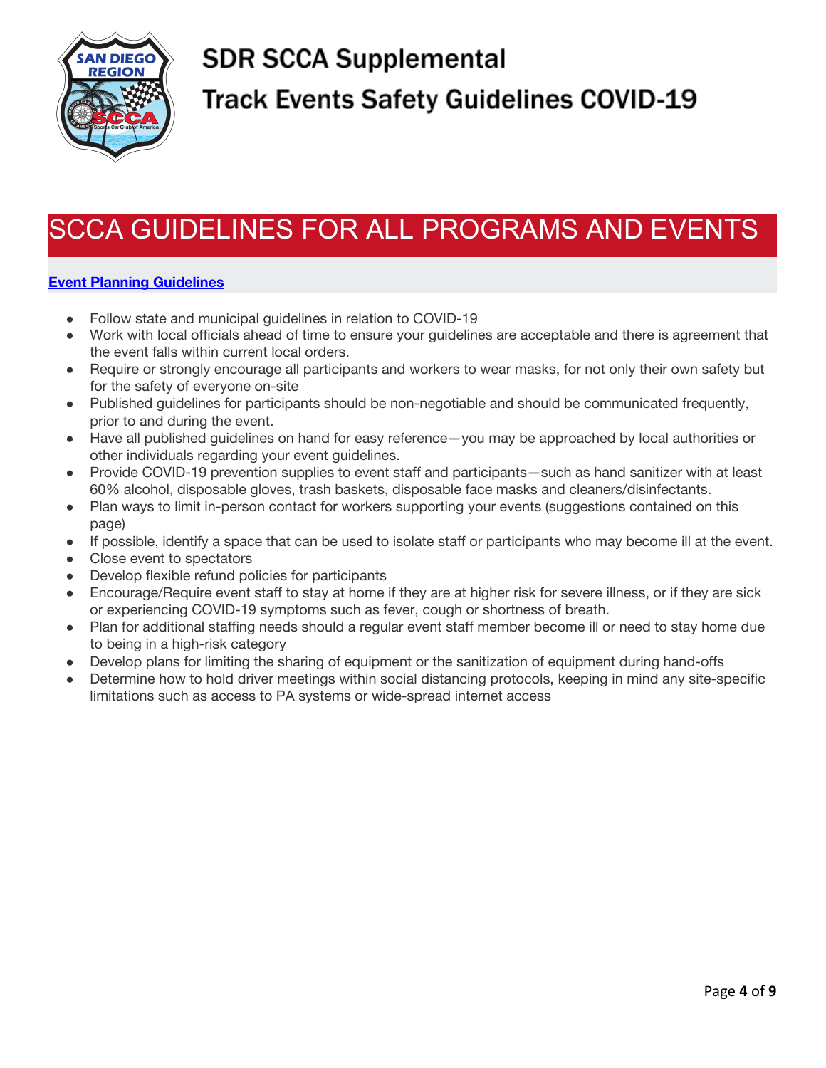# SCCA GUIDELINES FOR ALL PROGRAMS AND EVENTS

**Event Planning Guidelines**

- Follow state and municipal guidelines in relation to COVID-19
- Work with local officials ahead of time to ensure your guidelines are acceptable and there is agreement that the event falls within current local orders.
- Require or strongly encourage all participants and workers to wear masks, for not only their own safety but for the safety of everyone on-site
- Published guidelines for participants should be non-negotiable and should be communicated frequently, prior to and during the event.
- Have all published guidelines on hand for easy reference—you may be approached by local authorities or other individuals regarding your event guidelines.
- Provide COVID-19 prevention supplies to event staff and participants—such as hand sanitizer with at least 60% alcohol, disposable gloves, trash baskets, disposable face masks and cleaners/disinfectants.
- Plan ways to limit in-person contact for workers supporting your events (suggestions contained on this page)
- If possible, identify a space that can be used to isolate staff or participants who may become ill at the event.
- Close event to spectators
- Develop flexible refund policies for participants
- Encourage/Require event staff to stay at home if they are at higher risk for severe illness, or if they are sick or experiencing COVID-19 symptoms such as fever, cough or shortness of breath.
- Plan for additional staffing needs should a regular event staff member become ill or need to stay home due to being in a high-risk category
- Develop plans for limiting the sharing of equipment or the sanitization of equipment during hand-offs
- Determine how to hold driver meetings within social distancing protocols, keeping in mind any site-specific limitations such as access to PA systems or wide-spread internet access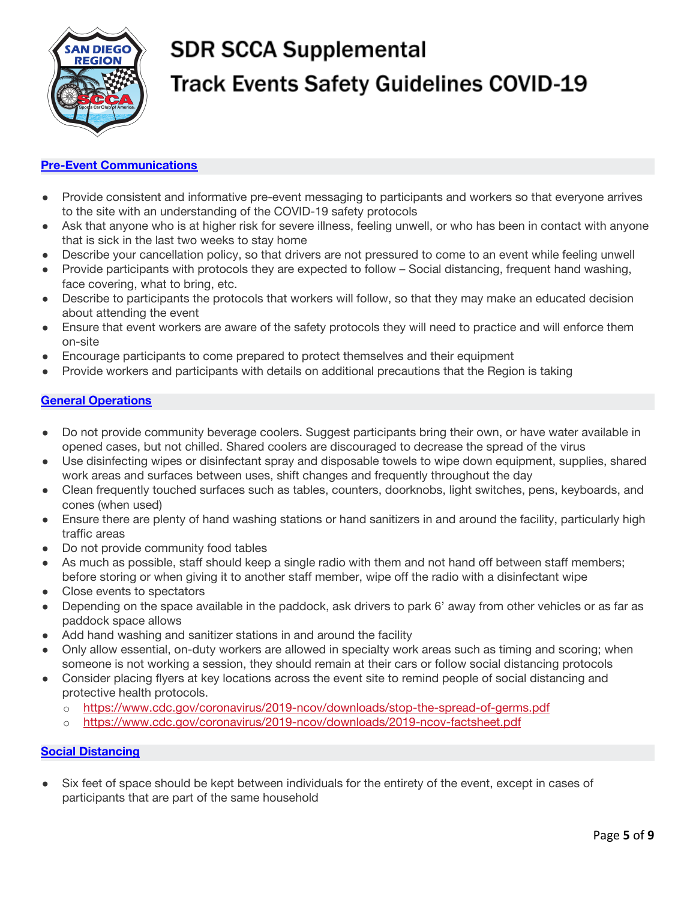## Pre-Event Communications

- Provide consistent and informative pre-event messaging to participants and workers so that everyone arrives to the site with an understanding of the COVID-19 safety protocols
- Ask that anyone who is at higher risk for severe illness, feeling unwell, or who has been in contact with anyone that is sick in the last two weeks to stay home
- Describe your cancellation policy, so that drivers are not pressured to come to an event while feeling unwell
- Provide participants with protocols they are expected to follow – Social distancing, frequent hand washing, face covering, what to bring, etc.
- Describe to participants the protocols that workers will follow, so that they may make an educated decision about attending the event
- Ensure that event workers are aware of the safety protocols they will need to practice and will enforce them on-site
- Encourage participants to come prepared to protect themselves and their equipment
- Provide workers and participants with details on additional precautions that the Region is taking

## General Operations

- Do not provide community beverage coolers. Suggest participants bring their own, or have water available in opened cases, but not chilled. Shared coolers are discouraged to decrease the spread of the virus
- Use disinfecting wipes or disinfectant spray and disposable towels to wipe down equipment, supplies, shared work areas and surfaces between uses, shift changes and frequently throughout the day
- Clean frequently touched surfaces such as tables, counters, doorknobs, light switches, pens, keyboards, and cones (when used)
- Ensure there are plenty of hand washing stations or hand sanitizers in and around the facility, particularly high traffic areas
- Do not provide community food tables
- As much as possible, staff should keep a single radio with them and not hand off between staff members; before storing or when giving it to another staff member, wipe off the radio with a disinfectant wipe
- Close events to spectators
- Depending on the space available in the paddock, ask drivers to park 6' away from other vehicles or as far as paddock space allows
- Add hand washing and sanitizer stations in and around the facility
- Only allow essential, on-duty workers are allowed in specialty work areas such as timing and scoring; when someone is not working a session, they should remain at their cars or follow social distancing protocols
- Consider placing flyers at key locations across the event site to remind people of social distancing and protective health protocols.
  - https://www.cdc.gov/coronavirus/2019-ncov/downloads/stop-the-spread-of-germs.pdf
  - https://www.cdc.gov/coronavirus/2019-ncov/downloads/2019-ncov-factsheet.pdf

## Social Distancing

- Six feet of space should be kept between individuals for the entirety of the event, except in cases of participants that are part of the same household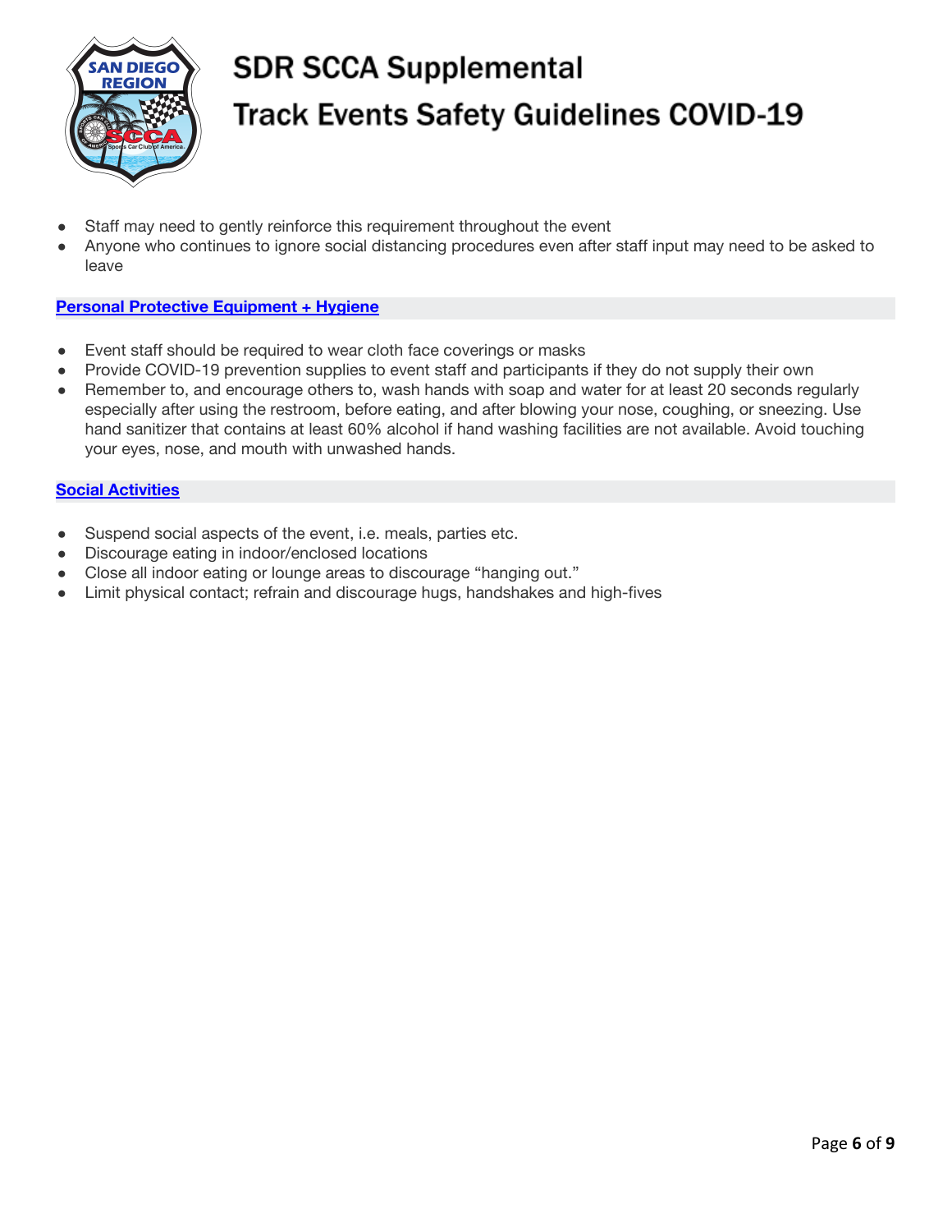- Staff may need to gently reinforce this requirement throughout the event
- Anyone who continues to ignore social distancing procedures even after staff input may need to be asked to leave

## Personal Protective Equipment + Hygiene

- Event staff should be required to wear cloth face coverings or masks
- Provide COVID-19 prevention supplies to event staff and participants if they do not supply their own
- Remember to, and encourage others to, wash hands with soap and water for at least 20 seconds regularly especially after using the restroom, before eating, and after blowing your nose, coughing, or sneezing. Use hand sanitizer that contains at least 60% alcohol if hand washing facilities are not available. Avoid touching your eyes, nose, and mouth with unwashed hands.

## Social Activities

- Suspend social aspects of the event, i.e. meals, parties etc.
- Discourage eating in indoor/enclosed locations
- Close all indoor eating or lounge areas to discourage "hanging out."
- Limit physical contact; refrain and discourage hugs, handshakes and high-fives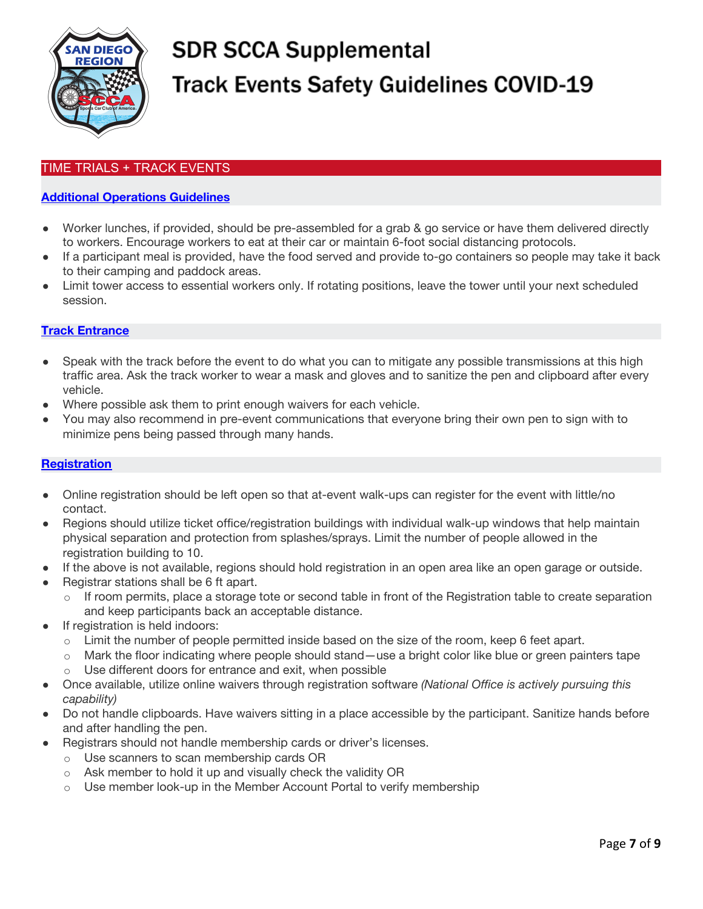## TIME TRIALS + TRACK EVENTS

### Additional Operations Guidelines

- Worker lunches, if provided, should be pre-assembled for a grab & go service or have them delivered directly to workers. Encourage workers to eat at their car or maintain 6-foot social distancing protocols.
- If a participant meal is provided, have the food served and provide to-go containers so people may take it back to their camping and paddock areas.
- Limit tower access to essential workers only. If rotating positions, leave the tower until your next scheduled session.

### Track Entrance

- Speak with the track before the event to do what you can to mitigate any possible transmissions at this high traffic area. Ask the track worker to wear a mask and gloves and to sanitize the pen and clipboard after every vehicle.
- Where possible ask them to print enough waivers for each vehicle.
- You may also recommend in pre-event communications that everyone bring their own pen to sign with to minimize pens being passed through many hands.

### Registration

- Online registration should be left open so that at-event walk-ups can register for the event with little/no contact.
- Regions should utilize ticket office/registration buildings with individual walk-up windows that help maintain physical separation and protection from splashes/sprays. Limit the number of people allowed in the registration building to 10.
- If the above is not available, regions should hold registration in an open area like an open garage or outside.
- Registrar stations shall be 6 ft apart.
  - If room permits, place a storage tote or second table in front of the Registration table to create separation and keep participants back an acceptable distance.
- If registration is held indoors:
  - Limit the number of people permitted inside based on the size of the room, keep 6 feet apart.
  - Mark the floor indicating where people should stand—use a bright color like blue or green painters tape
  - Use different doors for entrance and exit, when possible
- Once available, utilize online waivers through registration software *(National Office is actively pursuing this capability)*
- Do not handle clipboards. Have waivers sitting in a place accessible by the participant. Sanitize hands before and after handling the pen.
- Registrars should not handle membership cards or driver's licenses.
  - Use scanners to scan membership cards OR
  - Ask member to hold it up and visually check the validity OR
  - Use member look-up in the Member Account Portal to verify membership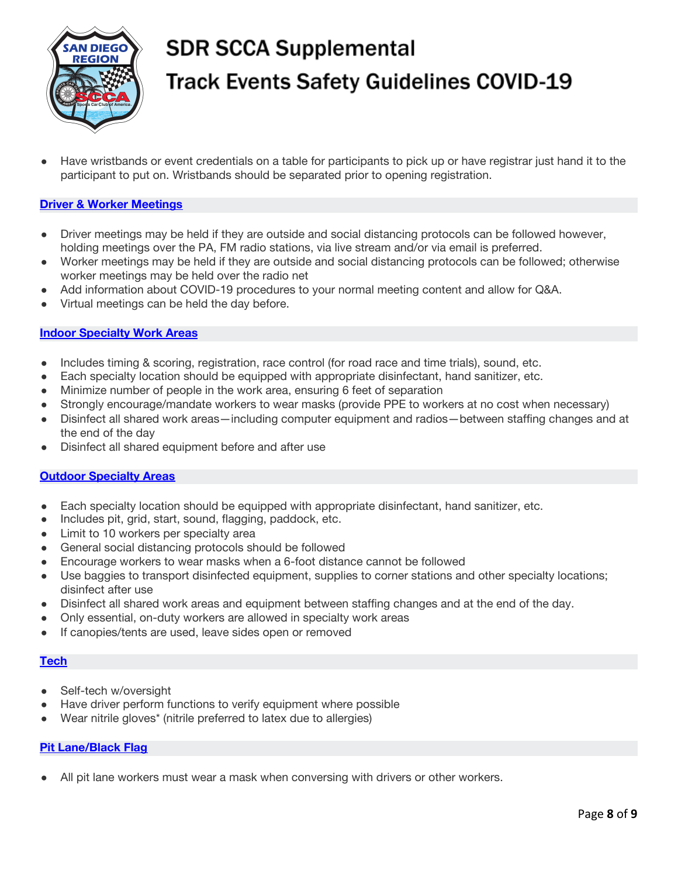- Have wristbands or event credentials on a table for participants to pick up or have registrar just hand it to the participant to put on. Wristbands should be separated prior to opening registration.

## Driver & Worker Meetings

- Driver meetings may be held if they are outside and social distancing protocols can be followed however, holding meetings over the PA, FM radio stations, via live stream and/or via email is preferred.
- Worker meetings may be held if they are outside and social distancing protocols can be followed; otherwise worker meetings may be held over the radio net
- Add information about COVID-19 procedures to your normal meeting content and allow for Q&A.
- Virtual meetings can be held the day before.

## Indoor Specialty Work Areas

- Includes timing & scoring, registration, race control (for road race and time trials), sound, etc.
- Each specialty location should be equipped with appropriate disinfectant, hand sanitizer, etc.
- Minimize number of people in the work area, ensuring 6 feet of separation
- Strongly encourage/mandate workers to wear masks (provide PPE to workers at no cost when necessary)
- Disinfect all shared work areas—including computer equipment and radios—between staffing changes and at the end of the day
- Disinfect all shared equipment before and after use

## Outdoor Specialty Areas

- Each specialty location should be equipped with appropriate disinfectant, hand sanitizer, etc.
- Includes pit, grid, start, sound, flagging, paddock, etc.
- Limit to 10 workers per specialty area
- General social distancing protocols should be followed
- Encourage workers to wear masks when a 6-foot distance cannot be followed
- Use baggies to transport disinfected equipment, supplies to corner stations and other specialty locations; disinfect after use
- Disinfect all shared work areas and equipment between staffing changes and at the end of the day.
- Only essential, on-duty workers are allowed in specialty work areas
- If canopies/tents are used, leave sides open or removed

## Tech

- Self-tech w/oversight
- Have driver perform functions to verify equipment where possible
- Wear nitrile gloves* (nitrile preferred to latex due to allergies)

## Pit Lane/Black Flag

- All pit lane workers must wear a mask when conversing with drivers or other workers.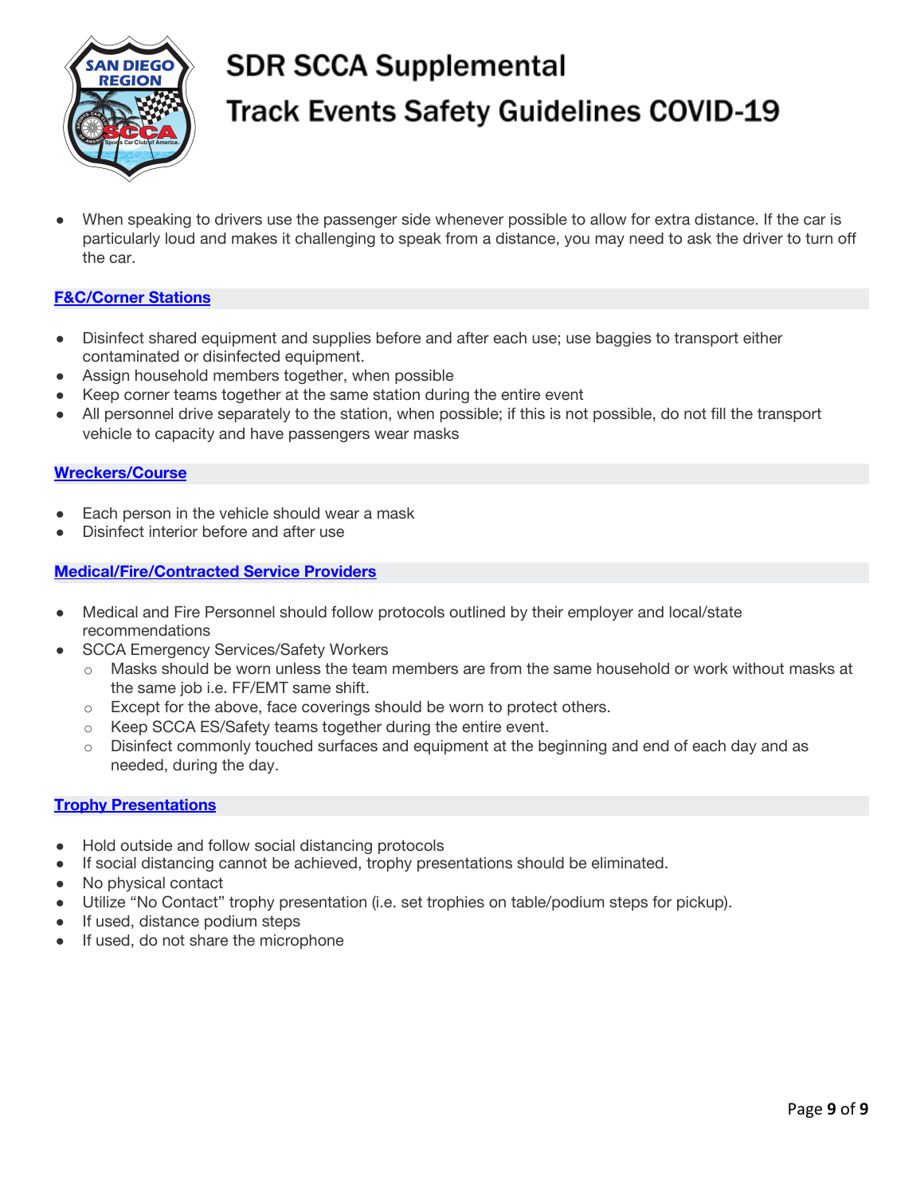- When speaking to drivers use the passenger side whenever possible to allow for extra distance. If the car is particularly loud and makes it challenging to speak from a distance, you may need to ask the driver to turn off the car.

## F&C/Corner Stations

- Disinfect shared equipment and supplies before and after each use; use baggies to transport either contaminated or disinfected equipment.
- Assign household members together, when possible
- Keep corner teams together at the same station during the entire event
- All personnel drive separately to the station, when possible; if this is not possible, do not fill the transport vehicle to capacity and have passengers wear masks

## Wreckers/Course

- Each person in the vehicle should wear a mask
- Disinfect interior before and after use

## Medical/Fire/Contracted Service Providers

- Medical and Fire Personnel should follow protocols outlined by their employer and local/state recommendations
- SCCA Emergency Services/Safety Workers
  - Masks should be worn unless the team members are from the same household or work without masks at the same job i.e. FF/EMT same shift.
  - Except for the above, face coverings should be worn to protect others.
  - Keep SCCA ES/Safety teams together during the entire event.
  - Disinfect commonly touched surfaces and equipment at the beginning and end of each day and as needed, during the day.

## Trophy Presentations

- Hold outside and follow social distancing protocols
- If social distancing cannot be achieved, trophy presentations should be eliminated.
- No physical contact
- Utilize "No Contact" trophy presentation (i.e. set trophies on table/podium steps for pickup).
- If used, distance podium steps
- If used, do not share the microphone